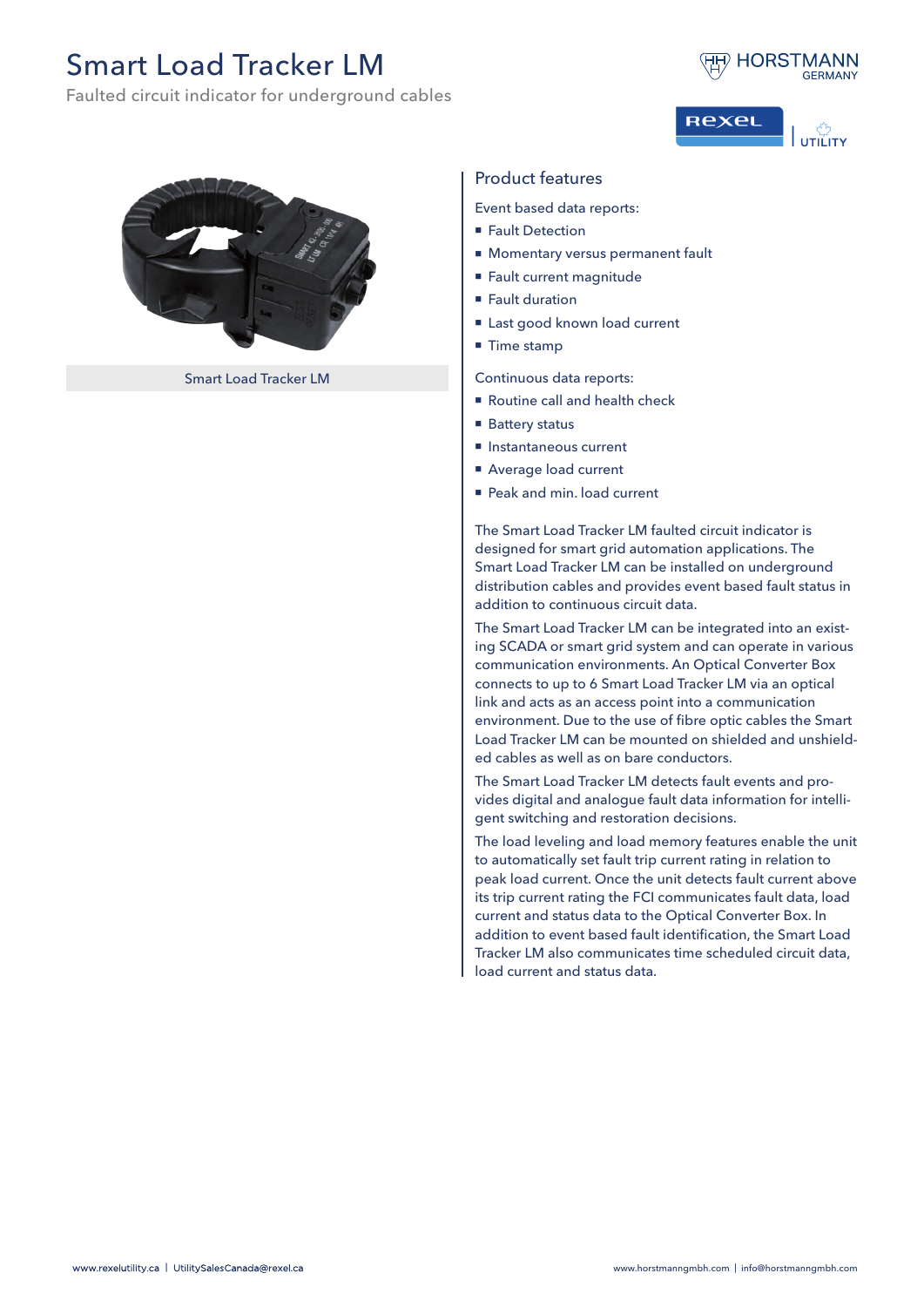# Smart Load Tracker LM

Faulted circuit indicator for underground cables

Smart Load Tracker LM

## Product features

Event based data reports:

- Fault Detection
- Momentary versus permanent fault
- Fault current magnitude
- Fault duration
- Last good known load current
- Time stamp

Continuous data reports:

- Routine call and health check
- Battery status
- Instantaneous current
- Average load current
- Peak and min. load current

The Smart Load Tracker LM faulted circuit indicator is designed for smart grid automation applications. The Smart Load Tracker LM can be installed on underground distribution cables and provides event based fault status in addition to continuous circuit data.

The Smart Load Tracker LM can be integrated into an existing SCADA or smart grid system and can operate in various communication environments. An Optical Converter Box connects to up to 6 Smart Load Tracker LM via an optical link and acts as an access point into a communication environment. Due to the use of fibre optic cables the Smart Load Tracker LM can be mounted on shielded and unshielded cables as well as on bare conductors.

The Smart Load Tracker LM detects fault events and provides digital and analogue fault data information for intelligent switching and restoration decisions.

The load leveling and load memory features enable the unit to automatically set fault trip current rating in relation to peak load current. Once the unit detects fault current above its trip current rating the FCI communicates fault data, load current and status data to the Optical Converter Box. In addition to event based fault identification, the Smart Load Tracker LM also communicates time scheduled circuit data, load current and status data.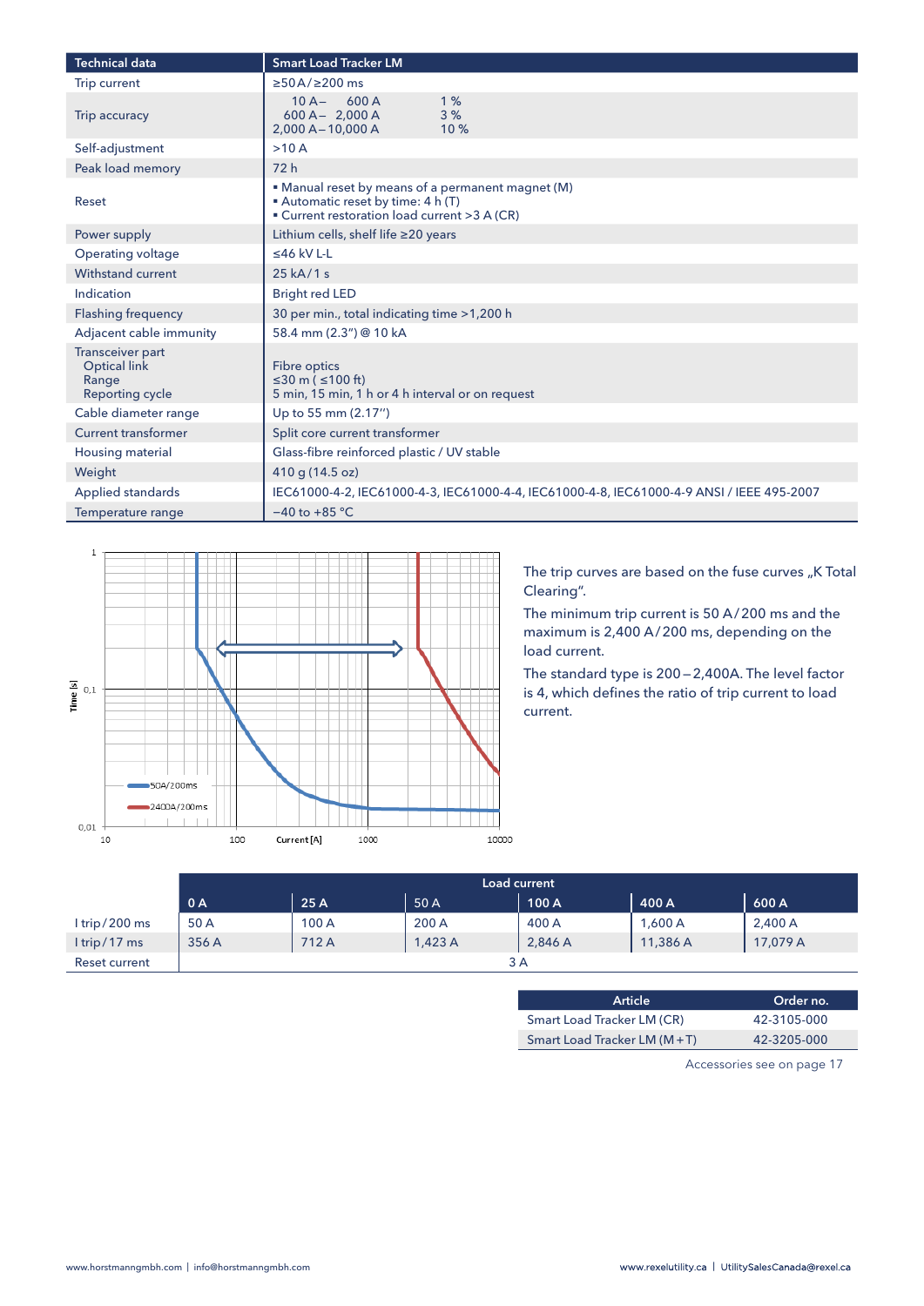| Technical data | Smart Load Tracker LM |
|---|---|
| Trip current | ≥50 A/≥200 ms |
| Trip accuracy | 10 A– 600 A 1 %<br>600 A– 2,000 A 3 %<br>2,000 A–10,000 A 10 % |
| Self-adjustment | >10 A |
| Peak load memory | 72 h |
| Reset | ▪ Manual reset by means of a permanent magnet (M)<br>▪ Automatic reset by time: 4 h (T)<br>▪ Current restoration load current >3 A (CR) |
| Power supply | Lithium cells, shelf life ≥20 years |
| Operating voltage | ≤46 kV L-L |
| Withstand current | 25 kA/1 s |
| Indication | Bright red LED |
| Flashing frequency | 30 per min., total indicating time >1,200 h |
| Adjacent cable immunity | 58.4 mm (2.3") @ 10 kA |
| Transceiver part<br>Optical link<br>Range<br>Reporting cycle | <br>Fibre optics<br>≤30 m ( ≤100 ft)<br>5 min, 15 min, 1 h or 4 h interval or on request |
| Cable diameter range | Up to 55 mm (2.17") |
| Current transformer | Split core current transformer |
| Housing material | Glass-fibre reinforced plastic / UV stable |
| Weight | 410 g (14.5 oz) |
| Applied standards | IEC61000-4-2, IEC61000-4-3, IEC61000-4-4, IEC61000-4-8, IEC61000-4-9 ANSI / IEEE 495-2007 |
| Temperature range | −40 to +85 °C |

Time [s]
1
0,1
0,01
10
100
Current [A]
1000
10000
50A/200ms
2400A/200ms

The trip curves are based on the fuse curves „K Total Clearing".

The minimum trip current is 50 A/200 ms and the maximum is 2,400 A/200 ms, depending on the load current.

The standard type is 200–2,400A. The level factor is 4, which defines the ratio of trip current to load current.

| | Load current | | | | | |
|---|---|---|---|---|---|---|
| | 0 A | 25 A | 50 A | 100 A | 400 A | 600 A |
| I trip/200 ms | 50 A | 100 A | 200 A | 400 A | 1,600 A | 2,400 A |
| I trip/17 ms | 356 A | 712 A | 1,423 A | 2,846 A | 11,386 A | 17,079 A |
| Reset current | 3 A | | | | | |

| Article | Order no. |
|---|---|
| Smart Load Tracker LM (CR) | 42-3105-000 |
| Smart Load Tracker LM (M+T) | 42-3205-000 |

Accessories see on page 17

www.horstmanngmbh.com | info@horstmanngmbh.com

www.rexelutility.ca | UtilitySalesCanada@rexel.ca